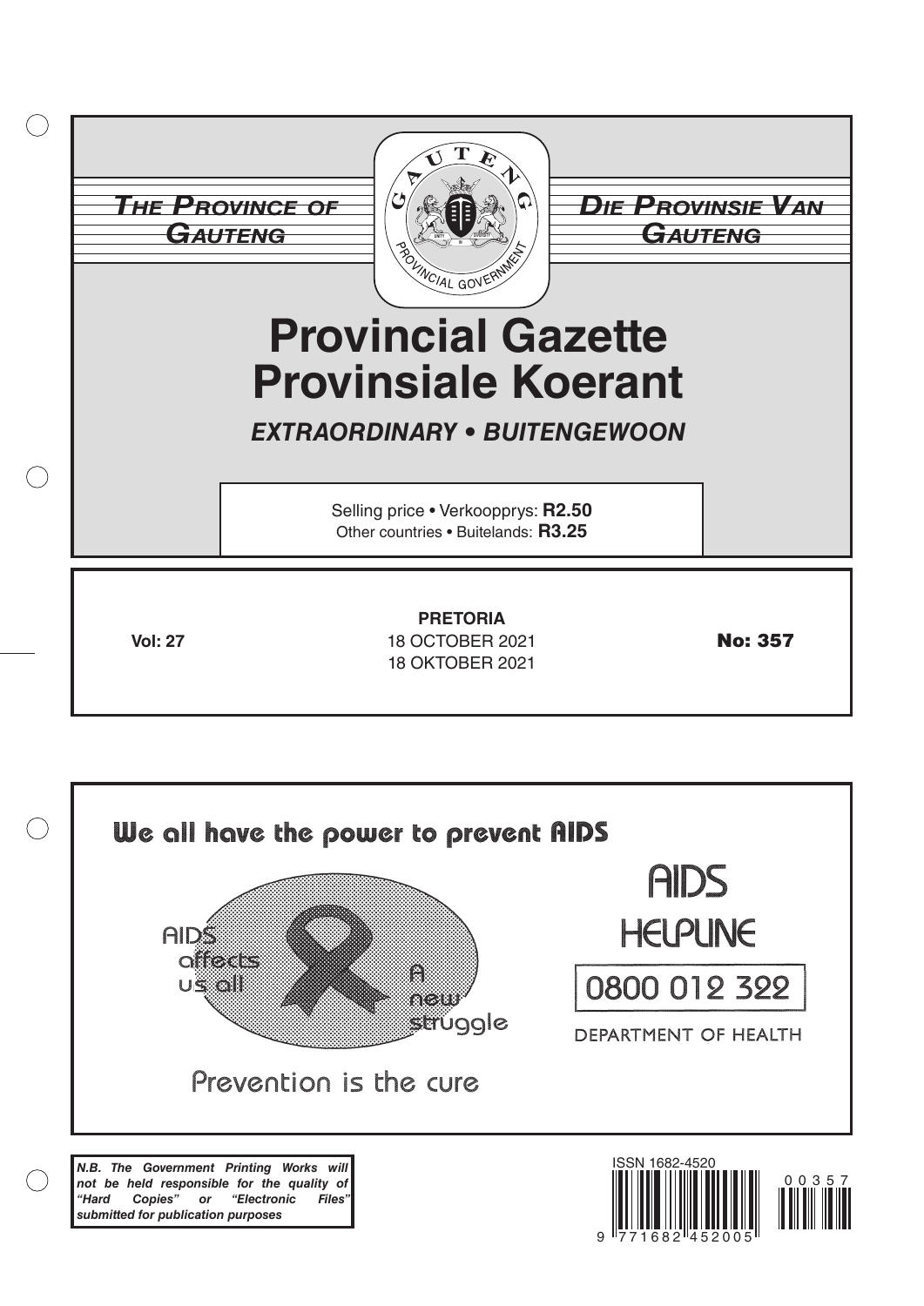**THE PROVINCE OF GAUTENG**

**DIE PROVINSIE VAN GAUTENG**

# Provincial Gazette
# Provinsiale Koerant

***EXTRAORDINARY • BUITENGEWOON***

Selling price • Verkoopprys: **R2.50**
Other countries • Buitelands: **R3.25**

**Vol: 27**

**PRETORIA**
18 OCTOBER 2021
18 OKTOBER 2021

**No: 357**

**We all have the power to prevent AIDS**

AIDS affects us all

A new struggle

Prevention is the cure

AIDS HELPLINE

0800 012 322

DEPARTMENT OF HEALTH

***N.B. The Government Printing Works will not be held responsible for the quality of "Hard Copies" or "Electronic Files" submitted for publication purposes***

ISSN 1682-4520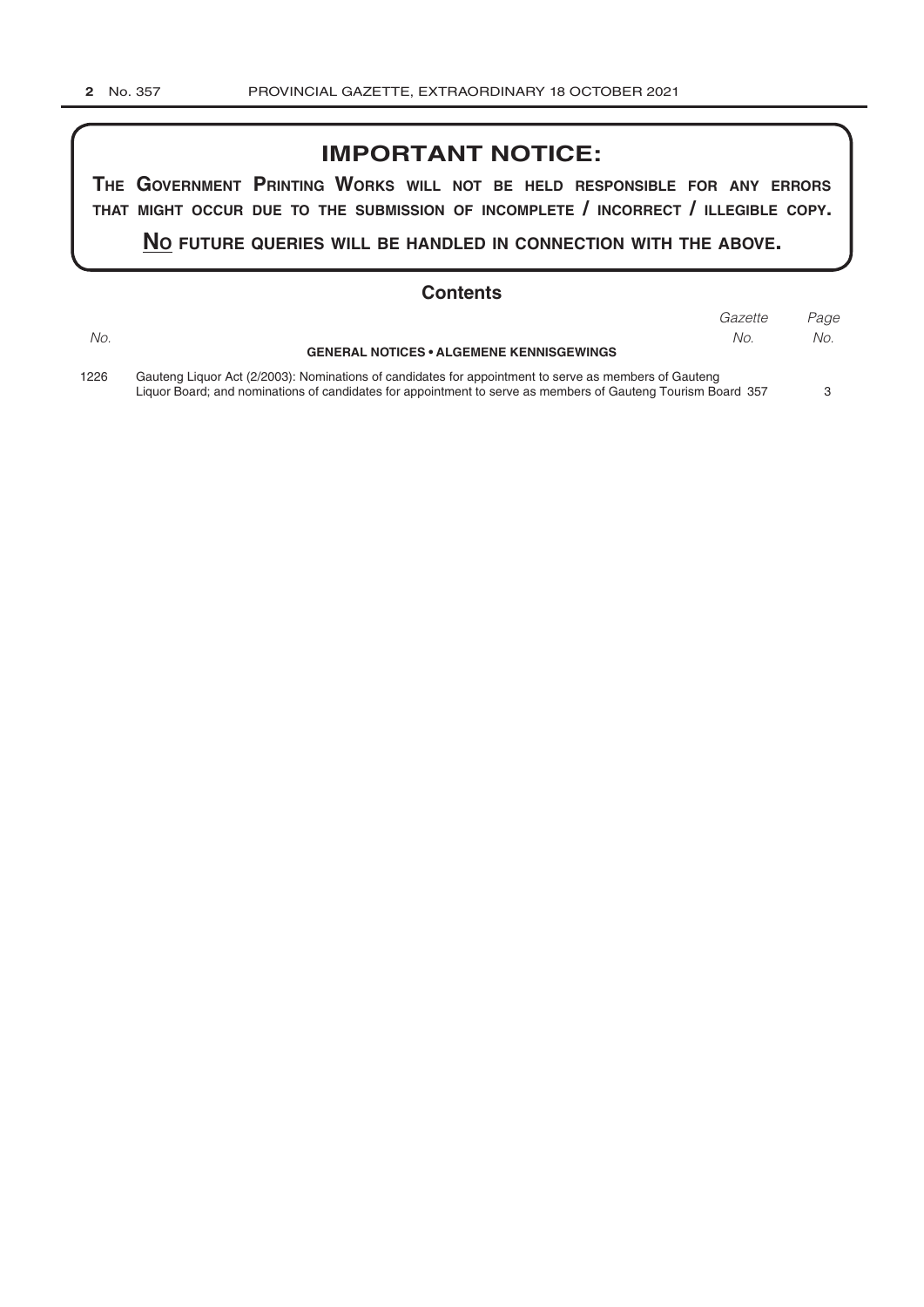## IMPORTANT NOTICE:

**THE GOVERNMENT PRINTING WORKS WILL NOT BE HELD RESPONSIBLE FOR ANY ERRORS THAT MIGHT OCCUR DUE TO THE SUBMISSION OF INCOMPLETE / INCORRECT / ILLEGIBLE COPY.**

**NO FUTURE QUERIES WILL BE HANDLED IN CONNECTION WITH THE ABOVE.**

## Contents

| *No.* | | *Gazette No.* | *Page No.* |
|---|---|---|---|
| | **GENERAL NOTICES • ALGEMENE KENNISGEWINGS** | | |
| 1226 | Gauteng Liquor Act (2/2003): Nominations of candidates for appointment to serve as members of Gauteng Liquor Board; and nominations of candidates for appointment to serve as members of Gauteng Tourism Board | 357 | 3 |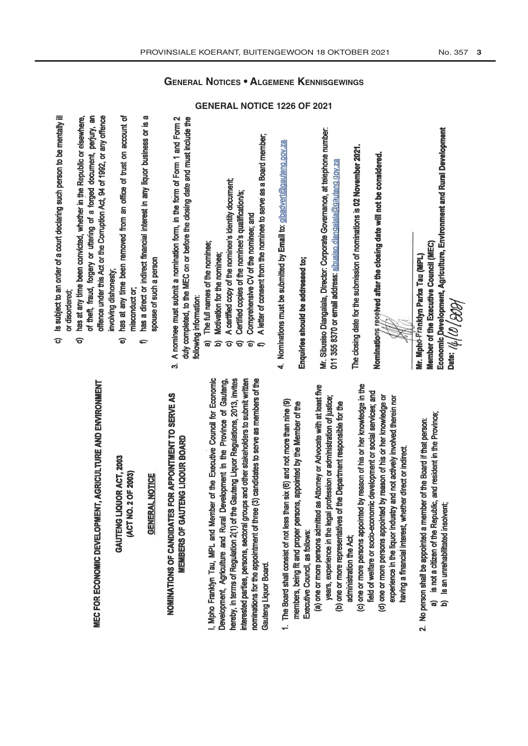# General Notices • Algemene Kennisgewings

## GENERAL NOTICE 1226 OF 2021

**MEC FOR ECONOMIC DEVELOPMENT, AGRICULTURE AND ENVIRONMENT**

**GAUTENG LIQUOR ACT, 2003**
**(ACT NO. 2 OF 2003)**

**GENERAL NOTICE**

**NOMINATIONS OF CANDIDATES FOR APPOINTMENT TO SERVE AS MEMBERS OF GAUTENG LIQOUR BOARD**

I, Mpho Franklyn Tau, MPL and Member of the Executive Council for Economic Development, Agriculture and Rural Development in the Province of Gauteng, hereby, in terms of Regulation 2(1) of the Gauteng Liquor Regulations, 2013, invites interested parties, persons, sectoral groups and other stakeholders to submit written nominations for the appointment of three (3) candidates to serve as members of the Gauteng Liquor Board.

1. The Board shall consist of not less than six (6) and not more than nine (9) members, being fit and proper persons, appointed by the Member of the Executive Council, as follows:
   (a) one or more persons admitted as Attorney or Advocate with at least five years, experience in the legal profession or administration of justice;
   (b) one or more representatives of the Department responsible for the administration the Act;
   (c) one or more persons appointed by reason of his or her knowledge in the field of welfare or socio-economic development or social services; and
   (d) one or more persons appointed by reason of his or her knowledge or experience in the liquor industry and not actively involved therein nor having a financial interest, whether direct or indirect.

2. No person shall be appointed a member of the Board if that person:
   a) is not a citizen of the Republic, and resident in the Province;
   b) Is an unrehabilitated insolvent;
   c) Is subject to an order of a court declaring such person to be mentally ill or disordered;
   d) has at any time been convicted, whether in the Republic or elsewhere, of theft, fraud, forgery or uttering of a forged document, perjury, an offence under this Act or the Corruption Act, 94 of 1992, or any offence involving dishonesty;
   e) has at any time been removed from an office of trust on account of misconduct or;
   f) has a direct or indirect financial interest in any liquor business or is a spouse of such a person

3. A nominee must submit a nomination form, in the form of Form 1 and Form 2 duly completed, to the MEC on or before the closing date and must include the following information:
   a) The full names of the nominee;
   b) Motivation for the nominee;
   c) A certified copy of the nominee's identity document;
   d) Certified copies of the nominee's qualification/s;
   e) Comprehensive CV of the nominee; and
   f) A letter of consent from the nominee to serve as a Board member;

4. Nominations must be submitted by Email to: glbadvert@gauteng.gov.za

**Enquiries should be addressed to;**

Mr. Sibusiso Dlangalala, Director: Corporate Governance, at telephone number: 011 355 8370 or email address: sibusiso.dlangalala@gauteng.gov.za

**The closing date for the submission of nominations is 02 November 2021.**

**Nominations received after the closing date will not be considered.**

**Mr. Mpho Franklyn Parks Tau (MPL)**
**Member of the Executive Council (MEC)**
**Economic Development, Agriculture, Environment and Rural Development**
**Date:** 14/10/2021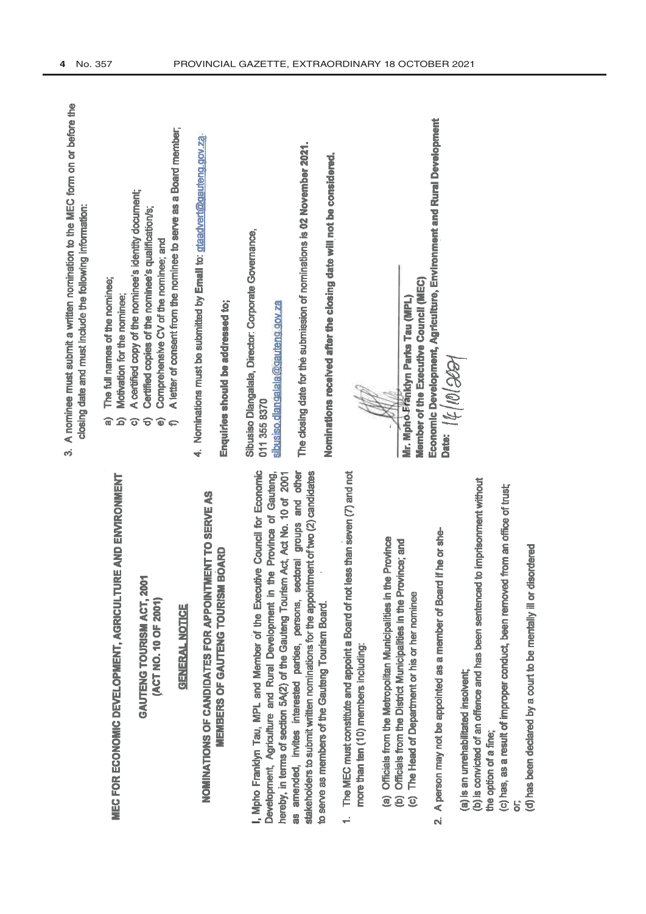**MEC FOR ECONOMIC DEVELOPMENT, AGRICULTURE AND ENVIRONMENT**

**GAUTENG TOURISM ACT, 2001**
**(ACT NO. 10 OF 2001)**

**GENERAL NOTICE**

**NOMINATIONS OF CANDIDATES FOR APPOINTMENT TO SERVE AS MEMBERS OF GAUTENG TOURISM BOARD**

**I,** Mpho Franklyn Tau, MPL and Member of the Executive Council for Economic Development, Agriculture and Rural Development in the Province of Gauteng, hereby, in terms of section 5A(2) of the Gauteng Tourism Act, Act No. 10 of 2001 as amended, invites interested parties, persons, sectoral groups and other stakeholders to submit written nominations for the appointment of two (2) candidates to serve as members of the Gauteng Tourism Board.

1. The MEC must constitute and appoint a Board of not less than seven (7) and not more than ten (10) members including:

   (a) Officials from the Metropolitan Municipalities in the Province
   (b) Officials from the District Municipalities in the Province; and
   (c) The Head of Department or his or her nominee

2. A person may not be appointed as a member of Board if he or she-

   (a) is an unrehabilitated insolvent;
   (b) is convicted of an offence and has been sentenced to imprisonment without the option of a fine;
   (c) has, as a result of improper conduct, been removed from an office of trust; or;
   (d) has been declared by a court to be mentally ill or disordered

3. A nominee must submit a written nomination to the MEC form on or before the closing date and must include the following information:

   a) The full names of the nominee;
   b) Motivation for the nominee;
   c) A certified copy of the nominee's identity document;
   d) Certified copies of the nominee's qualification/s;
   e) Comprehensive CV of the nominee; and
   f) A letter of consent from the nominee to serve as a Board member;

4. Nominations must be submitted by **Email** to: gtadvert@gauteng.gov.za

**Enquiries should be addressed to;**

Sibusiso Dlangalala, Director: Corporate Governance,
011 355 8370
sibusiso.dlangalala@gauteng.gov.za

The closing date for the submission of nominations is **02 November 2021.**

**Nominations received after the closing date will not be considered.**

**Mr. Mpho Franklyn Parks Tau (MPL)**
**Member of the Executive Council (MEC)**
**Economic Development, Agriculture, Environment and Rural Development**
**Date:** 14/10/2021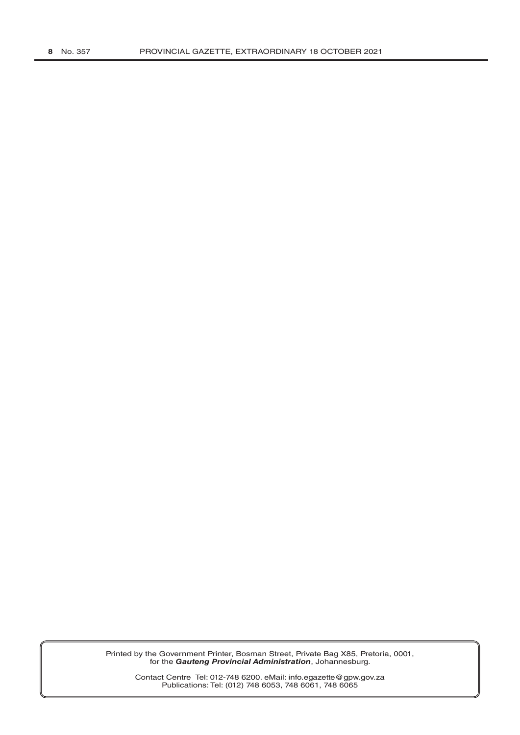Printed by the Government Printer, Bosman Street, Private Bag X85, Pretoria, 0001,
for the ***Gauteng Provincial Administration***, Johannesburg.

Contact Centre Tel: 012-748 6200. eMail: info.egazette@gpw.gov.za
Publications: Tel: (012) 748 6053, 748 6061, 748 6065